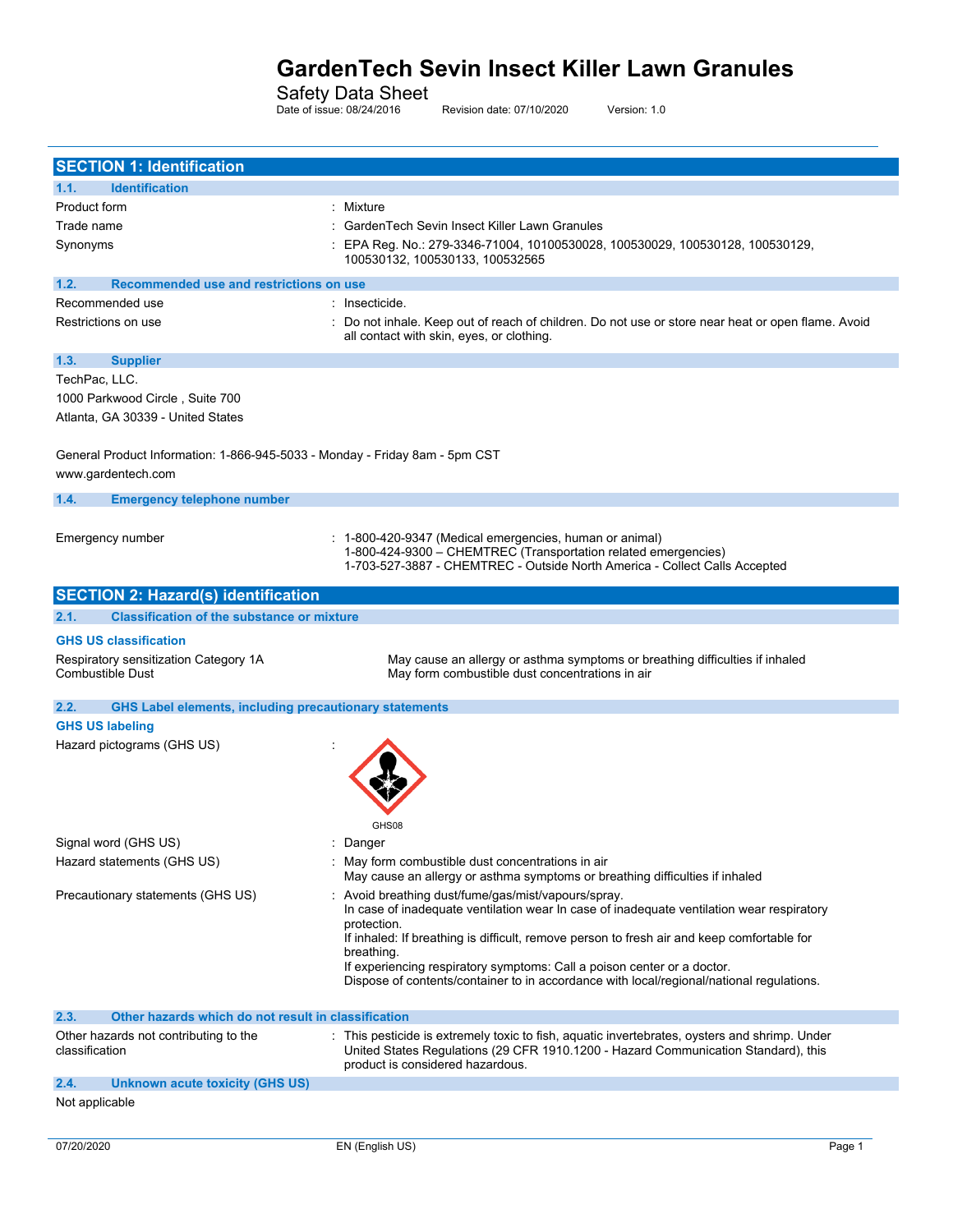# GardenTech Sevin Insect Killer Lawn Granules

Safety Data Sheet

Date of issue: 08/24/2016 Revision date: 07/10/2020 Version: 1.0

## SECTION 1: Identification

### 1.1. Identification

| | |
|---|---|
| Product form | : Mixture |
| Trade name | : GardenTech Sevin Insect Killer Lawn Granules |
| Synonyms | : EPA Reg. No.: 279-3346-71004, 10100530028, 100530029, 100530128, 100530129, 100530132, 100530133, 100532565 |

### 1.2. Recommended use and restrictions on use

| | |
|---|---|
| Recommended use | : Insecticide. |
| Restrictions on use | : Do not inhale. Keep out of reach of children. Do not use or store near heat or open flame. Avoid all contact with skin, eyes, or clothing. |

### 1.3. Supplier

TechPac, LLC.
1000 Parkwood Circle , Suite 700
Atlanta, GA 30339 - United States

General Product Information: 1-866-945-5033 - Monday - Friday 8am - 5pm CST
www.gardentech.com

### 1.4. Emergency telephone number

Emergency number : 1-800-420-9347 (Medical emergencies, human or animal)
1-800-424-9300 – CHEMTREC (Transportation related emergencies)
1-703-527-3887 - CHEMTREC - Outside North America - Collect Calls Accepted

## SECTION 2: Hazard(s) identification

### 2.1. Classification of the substance or mixture

**GHS US classification**

| | |
|---|---|
| Respiratory sensitization Category 1A | May cause an allergy or asthma symptoms or breathing difficulties if inhaled |
| Combustible Dust | May form combustible dust concentrations in air |

### 2.2. GHS Label elements, including precautionary statements

**GHS US labeling**

Hazard pictograms (GHS US) :

GHS08

Signal word (GHS US) : Danger

Hazard statements (GHS US) : May form combustible dust concentrations in air
May cause an allergy or asthma symptoms or breathing difficulties if inhaled

Precautionary statements (GHS US) : Avoid breathing dust/fume/gas/mist/vapours/spray.
In case of inadequate ventilation wear In case of inadequate ventilation wear respiratory protection.
If inhaled: If breathing is difficult, remove person to fresh air and keep comfortable for breathing.
If experiencing respiratory symptoms: Call a poison center or a doctor.
Dispose of contents/container to in accordance with local/regional/national regulations.

### 2.3. Other hazards which do not result in classification

Other hazards not contributing to the classification : This pesticide is extremely toxic to fish, aquatic invertebrates, oysters and shrimp. Under United States Regulations (29 CFR 1910.1200 - Hazard Communication Standard), this product is considered hazardous.

### 2.4. Unknown acute toxicity (GHS US)

Not applicable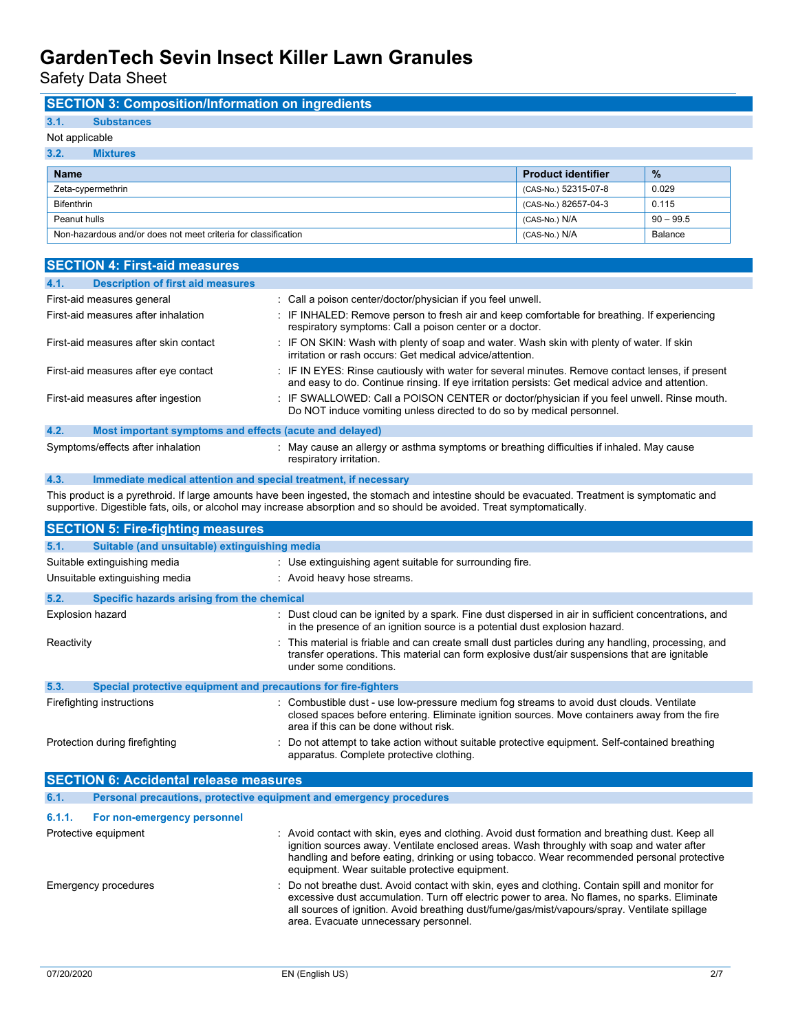## SECTION 3: Composition/Information on ingredients

### 3.1. Substances

Not applicable

### 3.2. Mixtures

| Name | Product identifier | % |
|---|---|---|
| Zeta-cypermethrin | (CAS-No.) 52315-07-8 | 0.029 |
| Bifenthrin | (CAS-No.) 82657-04-3 | 0.115 |
| Peanut hulls | (CAS-No.) N/A | 90 – 99.5 |
| Non-hazardous and/or does not meet criteria for classification | (CAS-No.) N/A | Balance |

## SECTION 4: First-aid measures

### 4.1. Description of first aid measures

First-aid measures general : Call a poison center/doctor/physician if you feel unwell.

First-aid measures after inhalation : IF INHALED: Remove person to fresh air and keep comfortable for breathing. If experiencing respiratory symptoms: Call a poison center or a doctor.

First-aid measures after skin contact : IF ON SKIN: Wash with plenty of soap and water. Wash skin with plenty of water. If skin irritation or rash occurs: Get medical advice/attention.

First-aid measures after eye contact : IF IN EYES: Rinse cautiously with water for several minutes. Remove contact lenses, if present and easy to do. Continue rinsing. If eye irritation persists: Get medical advice and attention.

First-aid measures after ingestion : IF SWALLOWED: Call a POISON CENTER or doctor/physician if you feel unwell. Rinse mouth. Do NOT induce vomiting unless directed to do so by medical personnel.

### 4.2. Most important symptoms and effects (acute and delayed)

Symptoms/effects after inhalation : May cause an allergy or asthma symptoms or breathing difficulties if inhaled. May cause respiratory irritation.

### 4.3. Immediate medical attention and special treatment, if necessary

This product is a pyrethroid. If large amounts have been ingested, the stomach and intestine should be evacuated. Treatment is symptomatic and supportive. Digestible fats, oils, or alcohol may increase absorption and so should be avoided. Treat symptomatically.

## SECTION 5: Fire-fighting measures

### 5.1. Suitable (and unsuitable) extinguishing media

Suitable extinguishing media : Use extinguishing agent suitable for surrounding fire.

Unsuitable extinguishing media : Avoid heavy hose streams.

### 5.2. Specific hazards arising from the chemical

Explosion hazard : Dust cloud can be ignited by a spark. Fine dust dispersed in air in sufficient concentrations, and in the presence of an ignition source is a potential dust explosion hazard.

Reactivity : This material is friable and can create small dust particles during any handling, processing, and transfer operations. This material can form explosive dust/air suspensions that are ignitable under some conditions.

### 5.3. Special protective equipment and precautions for fire-fighters

Firefighting instructions : Combustible dust - use low-pressure medium fog streams to avoid dust clouds. Ventilate closed spaces before entering. Eliminate ignition sources. Move containers away from the fire area if this can be done without risk.

Protection during firefighting : Do not attempt to take action without suitable protective equipment. Self-contained breathing apparatus. Complete protective clothing.

## SECTION 6: Accidental release measures

### 6.1. Personal precautions, protective equipment and emergency procedures

#### 6.1.1. For non-emergency personnel

Protective equipment : Avoid contact with skin, eyes and clothing. Avoid dust formation and breathing dust. Keep all ignition sources away. Ventilate enclosed areas. Wash throughly with soap and water after handling and before eating, drinking or using tobacco. Wear recommended personal protective equipment. Wear suitable protective equipment.

Emergency procedures : Do not breathe dust. Avoid contact with skin, eyes and clothing. Contain spill and monitor for excessive dust accumulation. Turn off electric power to area. No flames, no sparks. Eliminate all sources of ignition. Avoid breathing dust/fume/gas/mist/vapours/spray. Ventilate spillage area. Evacuate unnecessary personnel.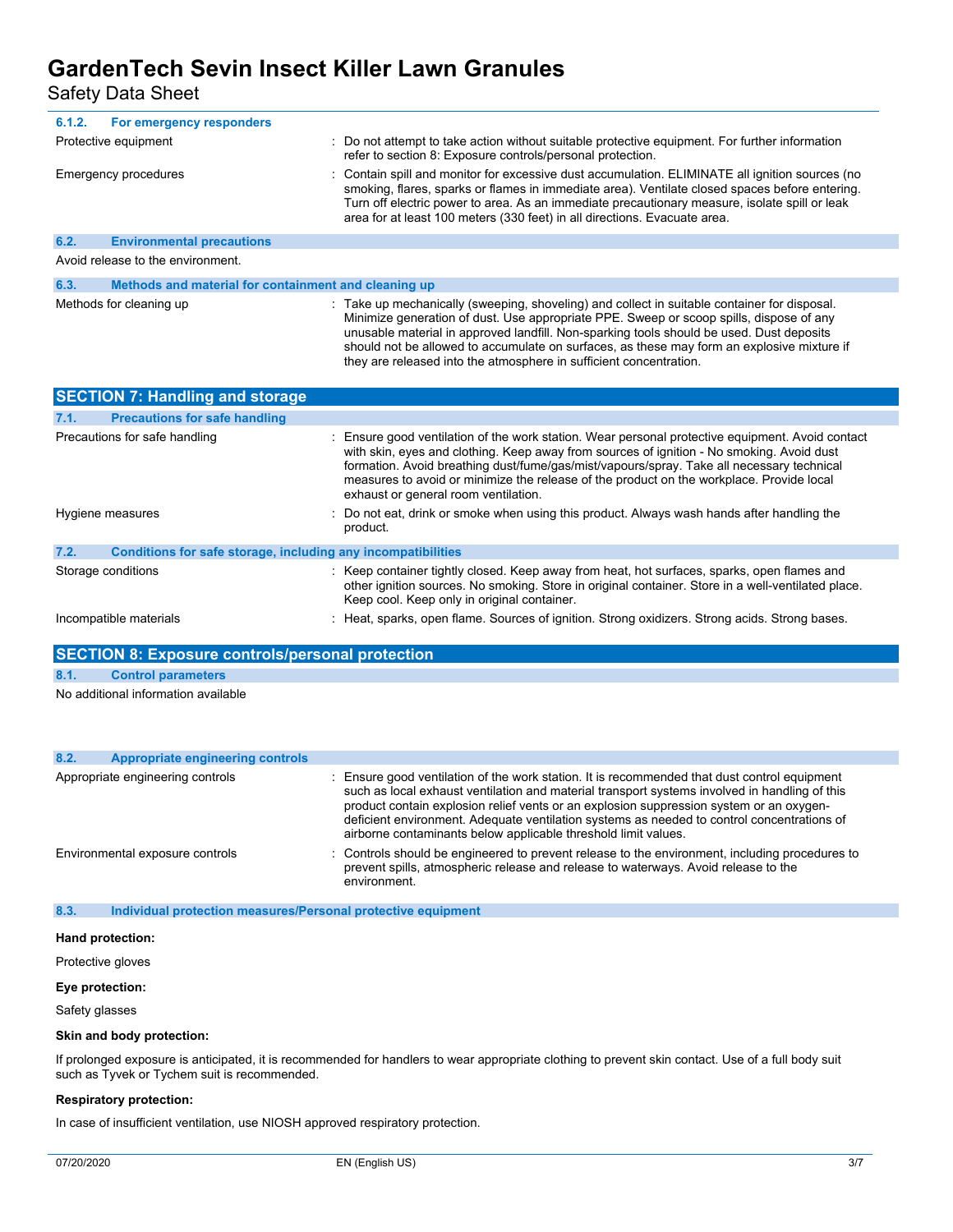#### 6.1.2. For emergency responders

| | |
|---|---|
| Protective equipment | : Do not attempt to take action without suitable protective equipment. For further information refer to section 8: Exposure controls/personal protection. |
| Emergency procedures | : Contain spill and monitor for excessive dust accumulation. ELIMINATE all ignition sources (no smoking, flares, sparks or flames in immediate area). Ventilate closed spaces before entering. Turn off electric power to area. As an immediate precautionary measure, isolate spill or leak area for at least 100 meters (330 feet) in all directions. Evacuate area. |

### 6.2. Environmental precautions

Avoid release to the environment.

### 6.3. Methods and material for containment and cleaning up

| | |
|---|---|
| Methods for cleaning up | : Take up mechanically (sweeping, shoveling) and collect in suitable container for disposal. Minimize generation of dust. Use appropriate PPE. Sweep or scoop spills, dispose of any unusable material in approved landfill. Non-sparking tools should be used. Dust deposits should not be allowed to accumulate on surfaces, as these may form an explosive mixture if they are released into the atmosphere in sufficient concentration. |

## SECTION 7: Handling and storage

### 7.1. Precautions for safe handling

| | |
|---|---|
| Precautions for safe handling | : Ensure good ventilation of the work station. Wear personal protective equipment. Avoid contact with skin, eyes and clothing. Keep away from sources of ignition - No smoking. Avoid dust formation. Avoid breathing dust/fume/gas/mist/vapours/spray. Take all necessary technical measures to avoid or minimize the release of the product on the workplace. Provide local exhaust or general room ventilation. |
| Hygiene measures | : Do not eat, drink or smoke when using this product. Always wash hands after handling the product. |

### 7.2. Conditions for safe storage, including any incompatibilities

| | |
|---|---|
| Storage conditions | : Keep container tightly closed. Keep away from heat, hot surfaces, sparks, open flames and other ignition sources. No smoking. Store in original container. Store in a well-ventilated place. Keep cool. Keep only in original container. |
| Incompatible materials | : Heat, sparks, open flame. Sources of ignition. Strong oxidizers. Strong acids. Strong bases. |

## SECTION 8: Exposure controls/personal protection

### 8.1. Control parameters

No additional information available

### 8.2. Appropriate engineering controls

| | |
|---|---|
| Appropriate engineering controls | : Ensure good ventilation of the work station. It is recommended that dust control equipment such as local exhaust ventilation and material transport systems involved in handling of this product contain explosion relief vents or an explosion suppression system or an oxygen-deficient environment. Adequate ventilation systems as needed to control concentrations of airborne contaminants below applicable threshold limit values. |
| Environmental exposure controls | : Controls should be engineered to prevent release to the environment, including procedures to prevent spills, atmospheric release and release to waterways. Avoid release to the environment. |

### 8.3. Individual protection measures/Personal protective equipment

**Hand protection:**

Protective gloves

**Eye protection:**

Safety glasses

**Skin and body protection:**

If prolonged exposure is anticipated, it is recommended for handlers to wear appropriate clothing to prevent skin contact. Use of a full body suit such as Tyvek or Tychem suit is recommended.

**Respiratory protection:**

In case of insufficient ventilation, use NIOSH approved respiratory protection.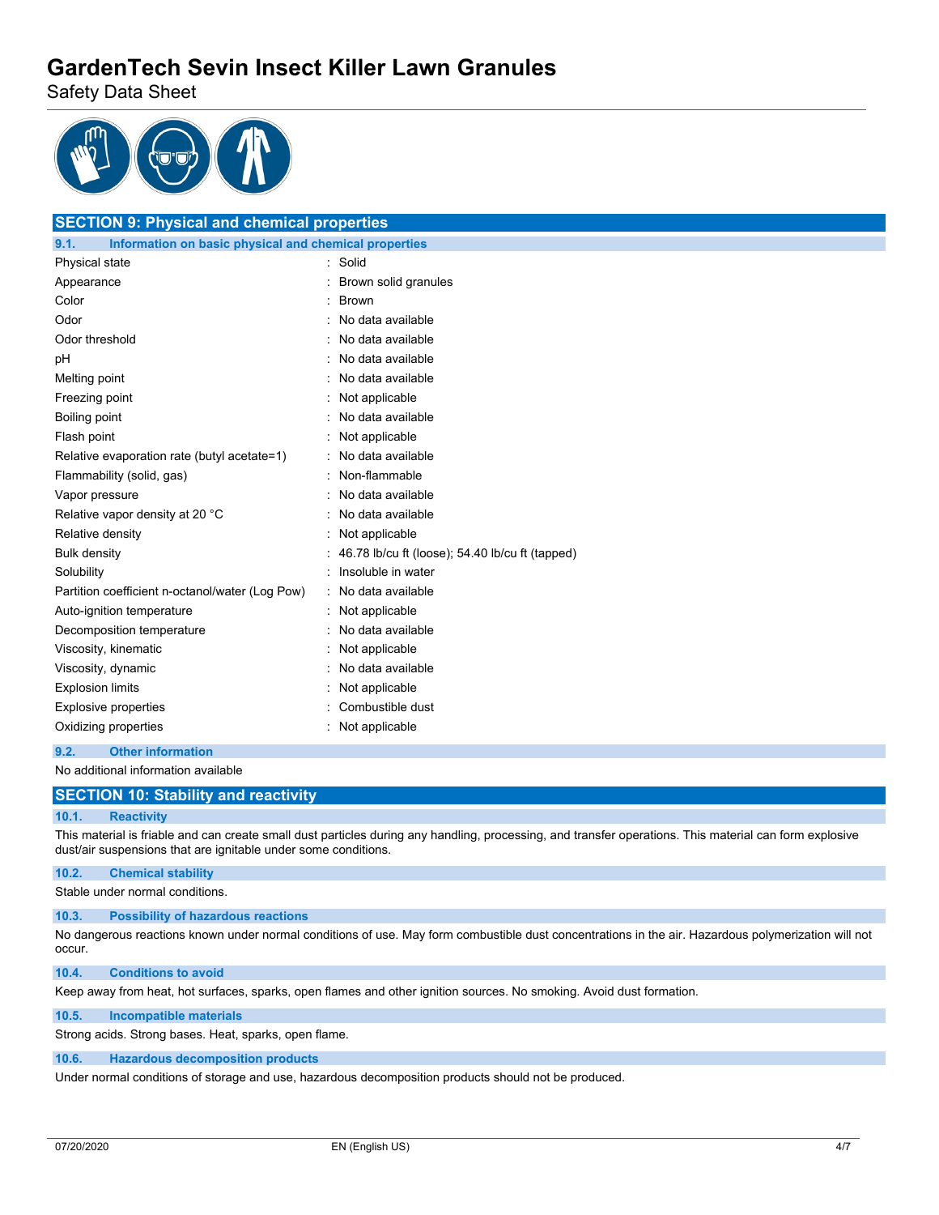## SECTION 9: Physical and chemical properties

### 9.1. Information on basic physical and chemical properties

| Property | Value |
|---|---|
| Physical state | Solid |
| Appearance | Brown solid granules |
| Color | Brown |
| Odor | No data available |
| Odor threshold | No data available |
| pH | No data available |
| Melting point | No data available |
| Freezing point | Not applicable |
| Boiling point | No data available |
| Flash point | Not applicable |
| Relative evaporation rate (butyl acetate=1) | No data available |
| Flammability (solid, gas) | Non-flammable |
| Vapor pressure | No data available |
| Relative vapor density at 20 °C | No data available |
| Relative density | Not applicable |
| Bulk density | 46.78 lb/cu ft (loose); 54.40 lb/cu ft (tapped) |
| Solubility | Insoluble in water |
| Partition coefficient n-octanol/water (Log Pow) | No data available |
| Auto-ignition temperature | Not applicable |
| Decomposition temperature | No data available |
| Viscosity, kinematic | Not applicable |
| Viscosity, dynamic | No data available |
| Explosion limits | Not applicable |
| Explosive properties | Combustible dust |
| Oxidizing properties | Not applicable |

### 9.2. Other information

No additional information available

## SECTION 10: Stability and reactivity

### 10.1. Reactivity

This material is friable and can create small dust particles during any handling, processing, and transfer operations. This material can form explosive dust/air suspensions that are ignitable under some conditions.

### 10.2. Chemical stability

Stable under normal conditions.

### 10.3. Possibility of hazardous reactions

No dangerous reactions known under normal conditions of use. May form combustible dust concentrations in the air. Hazardous polymerization will not occur.

### 10.4. Conditions to avoid

Keep away from heat, hot surfaces, sparks, open flames and other ignition sources. No smoking. Avoid dust formation.

### 10.5. Incompatible materials

Strong acids. Strong bases. Heat, sparks, open flame.

### 10.6. Hazardous decomposition products

Under normal conditions of storage and use, hazardous decomposition products should not be produced.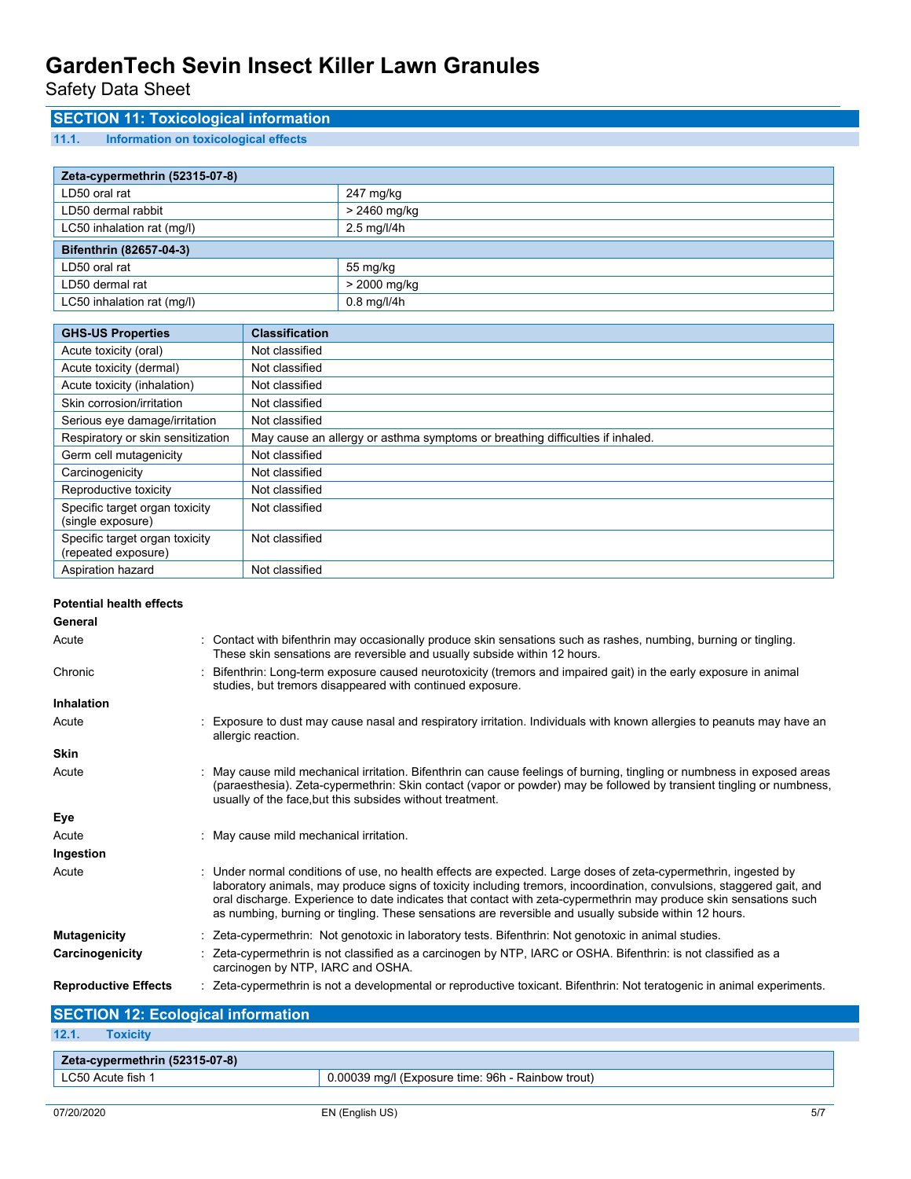## SECTION 11: Toxicological information

### 11.1. Information on toxicological effects

| Zeta-cypermethrin (52315-07-8) | |
|---|---|
| LD50 oral rat | 247 mg/kg |
| LD50 dermal rabbit | > 2460 mg/kg |
| LC50 inhalation rat (mg/l) | 2.5 mg/l/4h |

| Bifenthrin (82657-04-3) | |
|---|---|
| LD50 oral rat | 55 mg/kg |
| LD50 dermal rat | > 2000 mg/kg |
| LC50 inhalation rat (mg/l) | 0.8 mg/l/4h |

| GHS-US Properties | Classification |
|---|---|
| Acute toxicity (oral) | Not classified |
| Acute toxicity (dermal) | Not classified |
| Acute toxicity (inhalation) | Not classified |
| Skin corrosion/irritation | Not classified |
| Serious eye damage/irritation | Not classified |
| Respiratory or skin sensitization | May cause an allergy or asthma symptoms or breathing difficulties if inhaled. |
| Germ cell mutagenicity | Not classified |
| Carcinogenicity | Not classified |
| Reproductive toxicity | Not classified |
| Specific target organ toxicity (single exposure) | Not classified |
| Specific target organ toxicity (repeated exposure) | Not classified |
| Aspiration hazard | Not classified |

**Potential health effects**

**General**

Acute : Contact with bifenthrin may occasionally produce skin sensations such as rashes, numbing, burning or tingling. These skin sensations are reversible and usually subside within 12 hours.

Chronic : Bifenthrin: Long-term exposure caused neurotoxicity (tremors and impaired gait) in the early exposure in animal studies, but tremors disappeared with continued exposure.

**Inhalation**

Acute : Exposure to dust may cause nasal and respiratory irritation. Individuals with known allergies to peanuts may have an allergic reaction.

**Skin**

Acute : May cause mild mechanical irritation. Bifenthrin can cause feelings of burning, tingling or numbness in exposed areas (paraesthesia). Zeta-cypermethrin: Skin contact (vapor or powder) may be followed by transient tingling or numbness, usually of the face,but this subsides without treatment.

**Eye**

Acute : May cause mild mechanical irritation.

**Ingestion**

Acute : Under normal conditions of use, no health effects are expected. Large doses of zeta-cypermethrin, ingested by laboratory animals, may produce signs of toxicity including tremors, incoordination, convulsions, staggered gait, and oral discharge. Experience to date indicates that contact with zeta-cypermethrin may produce skin sensations such as numbing, burning or tingling. These sensations are reversible and usually subside within 12 hours.

**Mutagenicity** : Zeta-cypermethrin: Not genotoxic in laboratory tests. Bifenthrin: Not genotoxic in animal studies.

**Carcinogenicity** : Zeta-cypermethrin is not classified as a carcinogen by NTP, IARC or OSHA. Bifenthrin: is not classified as a carcinogen by NTP, IARC and OSHA.

**Reproductive Effects** : Zeta-cypermethrin is not a developmental or reproductive toxicant. Bifenthrin: Not teratogenic in animal experiments.

## SECTION 12: Ecological information

### 12.1. Toxicity

| Zeta-cypermethrin (52315-07-8) | |
|---|---|
| LC50 Acute fish 1 | 0.00039 mg/l (Exposure time: 96h - Rainbow trout) |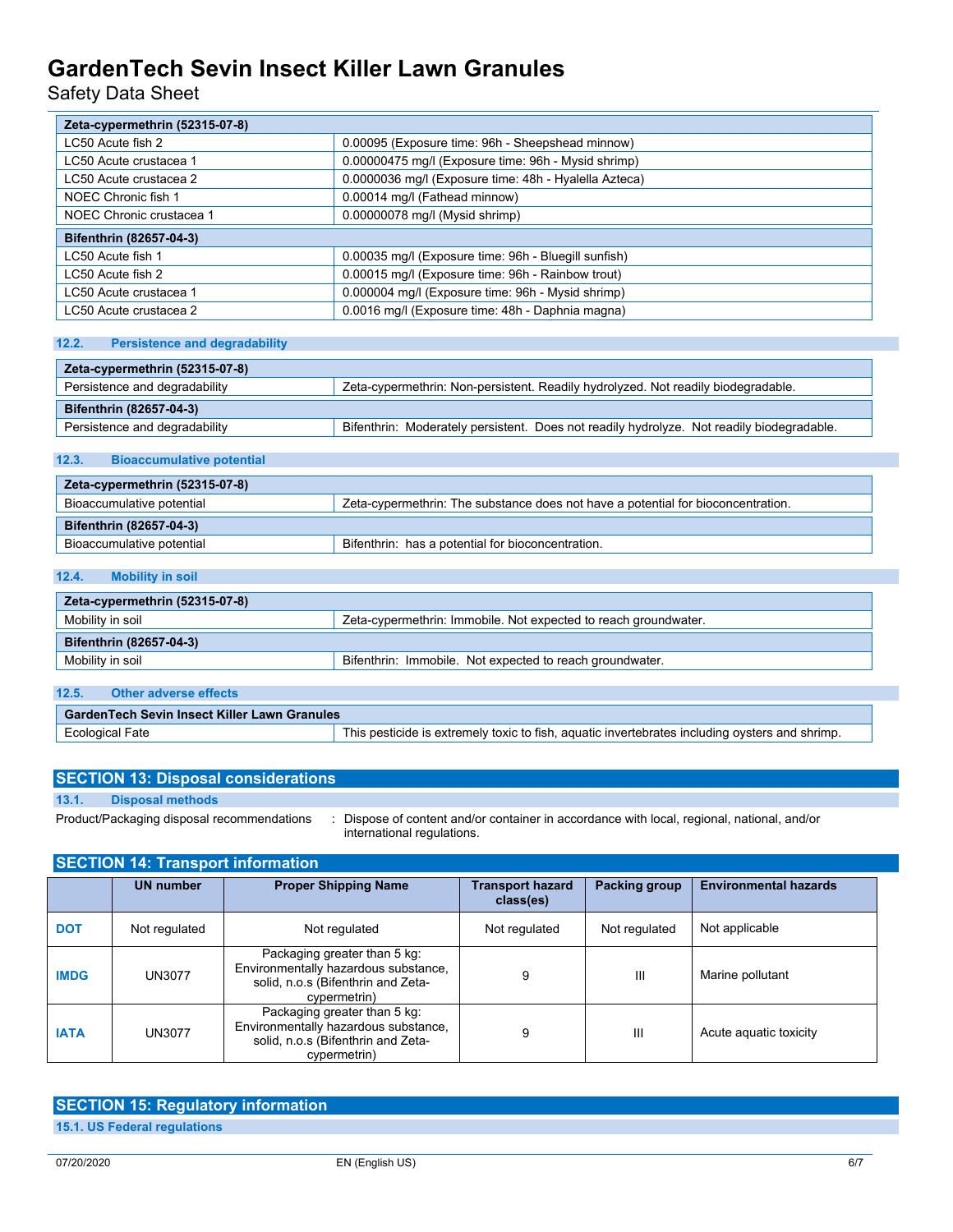| Zeta-cypermethrin (52315-07-8) | |
|---|---|
| LC50 Acute fish 2 | 0.00095 (Exposure time: 96h - Sheepshead minnow) |
| LC50 Acute crustacea 1 | 0.00000475 mg/l (Exposure time: 96h - Mysid shrimp) |
| LC50 Acute crustacea 2 | 0.0000036 mg/l (Exposure time: 48h - Hyalella Azteca) |
| NOEC Chronic fish 1 | 0.00014 mg/l (Fathead minnow) |
| NOEC Chronic crustacea 1 | 0.00000078 mg/l (Mysid shrimp) |

| Bifenthrin (82657-04-3) | |
|---|---|
| LC50 Acute fish 1 | 0.00035 mg/l (Exposure time: 96h - Bluegill sunfish) |
| LC50 Acute fish 2 | 0.00015 mg/l (Exposure time: 96h - Rainbow trout) |
| LC50 Acute crustacea 1 | 0.000004 mg/l (Exposure time: 96h - Mysid shrimp) |
| LC50 Acute crustacea 2 | 0.0016 mg/l (Exposure time: 48h - Daphnia magna) |

### 12.2. Persistence and degradability

| Zeta-cypermethrin (52315-07-8) | |
|---|---|
| Persistence and degradability | Zeta-cypermethrin: Non-persistent. Readily hydrolyzed. Not readily biodegradable. |

| Bifenthrin (82657-04-3) | |
|---|---|
| Persistence and degradability | Bifenthrin: Moderately persistent. Does not readily hydrolyze. Not readily biodegradable. |

### 12.3. Bioaccumulative potential

| Zeta-cypermethrin (52315-07-8) | |
|---|---|
| Bioaccumulative potential | Zeta-cypermethrin: The substance does not have a potential for bioconcentration. |

| Bifenthrin (82657-04-3) | |
|---|---|
| Bioaccumulative potential | Bifenthrin: has a potential for bioconcentration. |

### 12.4. Mobility in soil

| Zeta-cypermethrin (52315-07-8) | |
|---|---|
| Mobility in soil | Zeta-cypermethrin: Immobile. Not expected to reach groundwater. |

| Bifenthrin (82657-04-3) | |
|---|---|
| Mobility in soil | Bifenthrin: Immobile. Not expected to reach groundwater. |

### 12.5. Other adverse effects

| GardenTech Sevin Insect Killer Lawn Granules | |
|---|---|
| Ecological Fate | This pesticide is extremely toxic to fish, aquatic invertebrates including oysters and shrimp. |

## SECTION 13: Disposal considerations

### 13.1. Disposal methods

Product/Packaging disposal recommendations : Dispose of content and/or container in accordance with local, regional, national, and/or international regulations.

## SECTION 14: Transport information

| | UN number | Proper Shipping Name | Transport hazard class(es) | Packing group | Environmental hazards |
|---|---|---|---|---|---|
| DOT | Not regulated | Not regulated | Not regulated | Not regulated | Not applicable |
| IMDG | UN3077 | Packaging greater than 5 kg: Environmentally hazardous substance, solid, n.o.s (Bifenthrin and Zeta-cypermetrin) | 9 | III | Marine pollutant |
| IATA | UN3077 | Packaging greater than 5 kg: Environmentally hazardous substance, solid, n.o.s (Bifenthrin and Zeta-cypermetrin) | 9 | III | Acute aquatic toxicity |

## SECTION 15: Regulatory information

### 15.1. US Federal regulations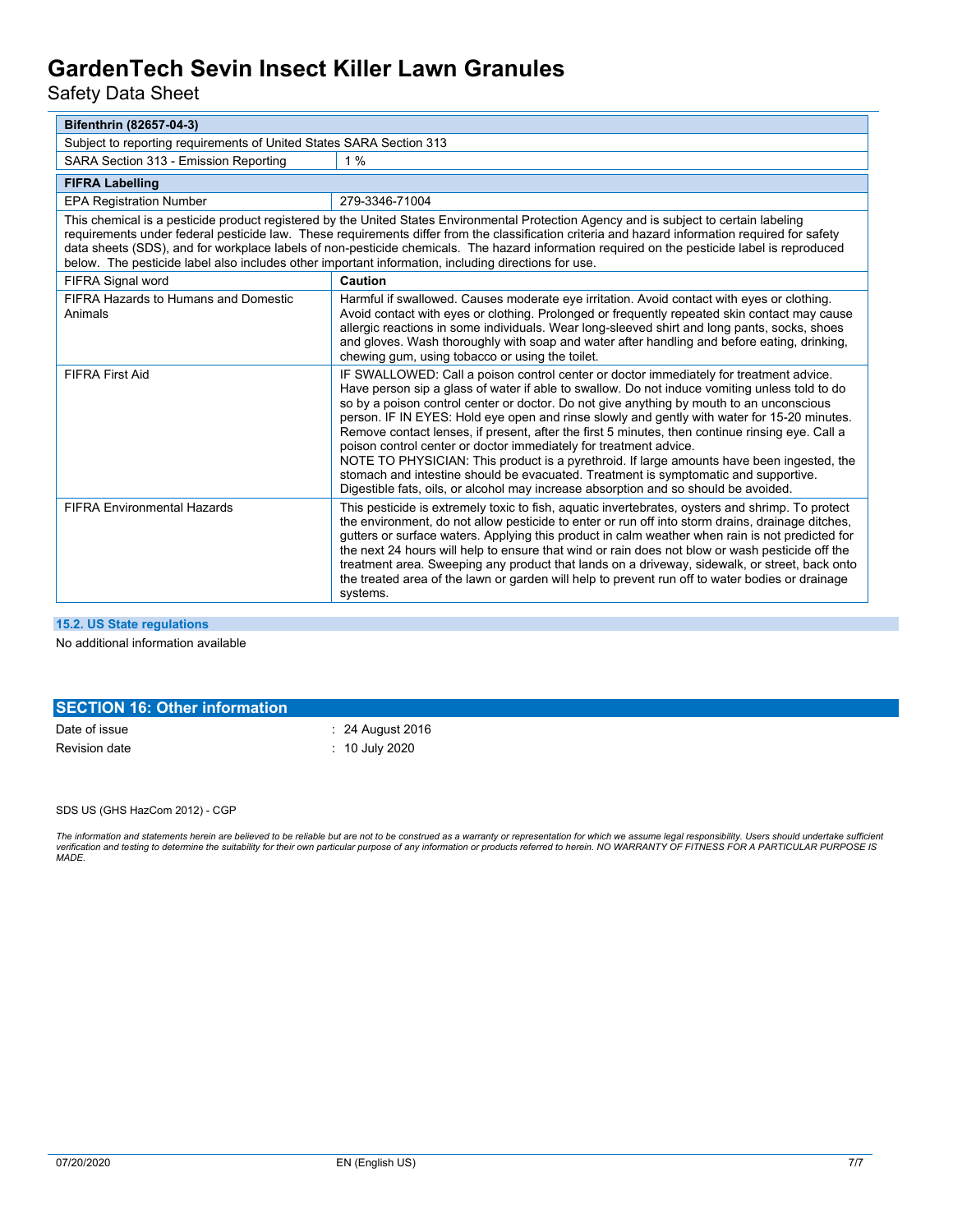| **Bifenthrin (82657-04-3)** | |
|---|---|
| Subject to reporting requirements of United States SARA Section 313 | |
| SARA Section 313 - Emission Reporting | 1 % |

| **FIFRA Labelling** | |
|---|---|
| EPA Registration Number | 279-3346-71004 |
| This chemical is a pesticide product registered by the United States Environmental Protection Agency and is subject to certain labeling requirements under federal pesticide law. These requirements differ from the classification criteria and hazard information required for safety data sheets (SDS), and for workplace labels of non-pesticide chemicals. The hazard information required on the pesticide label is reproduced below. The pesticide label also includes other important information, including directions for use. | |
| FIFRA Signal word | **Caution** |
| FIFRA Hazards to Humans and Domestic Animals | Harmful if swallowed. Causes moderate eye irritation. Avoid contact with eyes or clothing. Avoid contact with eyes or clothing. Prolonged or frequently repeated skin contact may cause allergic reactions in some individuals. Wear long-sleeved shirt and long pants, socks, shoes and gloves. Wash thoroughly with soap and water after handling and before eating, drinking, chewing gum, using tobacco or using the toilet. |
| FIFRA First Aid | IF SWALLOWED: Call a poison control center or doctor immediately for treatment advice. Have person sip a glass of water if able to swallow. Do not induce vomiting unless told to do so by a poison control center or doctor. Do not give anything by mouth to an unconscious person. IF IN EYES: Hold eye open and rinse slowly and gently with water for 15-20 minutes. Remove contact lenses, if present, after the first 5 minutes, then continue rinsing eye. Call a poison control center or doctor immediately for treatment advice. NOTE TO PHYSICIAN: This product is a pyrethroid. If large amounts have been ingested, the stomach and intestine should be evacuated. Treatment is symptomatic and supportive. Digestible fats, oils, or alcohol may increase absorption and so should be avoided. |
| FIFRA Environmental Hazards | This pesticide is extremely toxic to fish, aquatic invertebrates, oysters and shrimp. To protect the environment, do not allow pesticide to enter or run off into storm drains, drainage ditches, gutters or surface waters. Applying this product in calm weather when rain is not predicted for the next 24 hours will help to ensure that wind or rain does not blow or wash pesticide off the treatment area. Sweeping any product that lands on a driveway, sidewalk, or street, back onto the treated area of the lawn or garden will help to prevent run off to water bodies or drainage systems. |

### 15.2. US State regulations

No additional information available

## SECTION 16: Other information

Date of issue : 24 August 2016

Revision date : 10 July 2020

SDS US (GHS HazCom 2012) - CGP

*The information and statements herein are believed to be reliable but are not to be construed as a warranty or representation for which we assume legal responsibility. Users should undertake sufficient verification and testing to determine the suitability for their own particular purpose of any information or products referred to herein. NO WARRANTY OF FITNESS FOR A PARTICULAR PURPOSE IS MADE.*